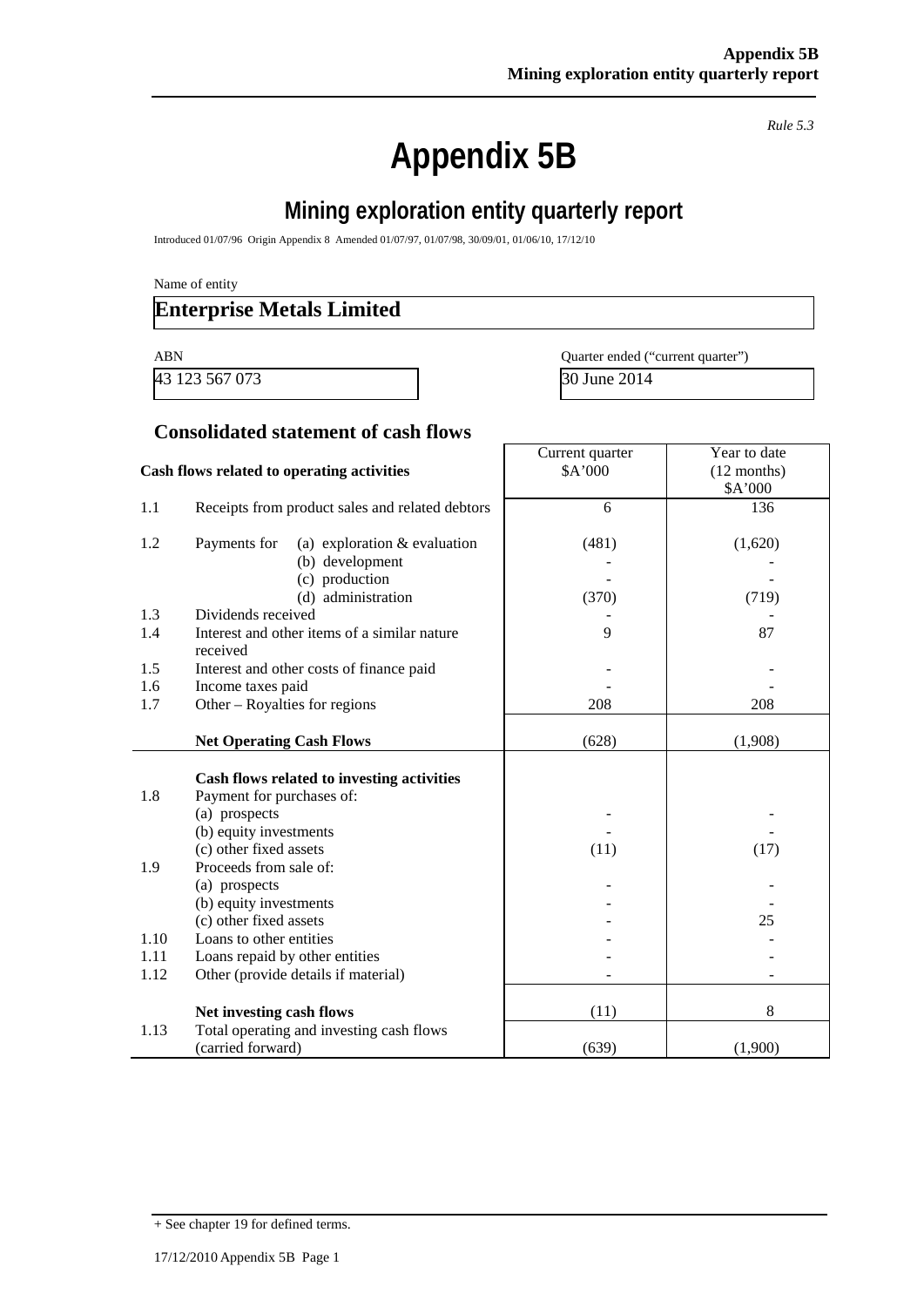*Rule 5.3*

# Appendix 5B

## Mining exploration entity quarterly report

Introduced 01/07/96 Origin Appendix 8 Amended 01/07/97, 01/07/98, 30/09/01, 01/06/10, 17/12/10

Name of entity

**Enterprise Metals Limited**

| ABN | Quarter ended ("current quarter") |
|---|---|
| 43 123 567 073 | 30 June 2014 |

### Consolidated statement of cash flows

| | Cash flows related to operating activities | Current quarter \$A'000 | Year to date (12 months) \$A'000 |
|---|---|---|---|
| 1.1 | Receipts from product sales and related debtors | 6 | 136 |
| 1.2 | Payments for (a) exploration & evaluation | (481) | (1,620) |
| | (b) development | - | - |
| | (c) production | - | - |
| | (d) administration | (370) | (719) |
| 1.3 | Dividends received | - | - |
| 1.4 | Interest and other items of a similar nature received | 9 | 87 |
| 1.5 | Interest and other costs of finance paid | - | - |
| 1.6 | Income taxes paid | - | - |
| 1.7 | Other – Royalties for regions | 208 | 208 |
| | **Net Operating Cash Flows** | (628) | (1,908) |
| | **Cash flows related to investing activities** | | |
| 1.8 | Payment for purchases of: | | |
| | (a) prospects | - | - |
| | (b) equity investments | - | - |
| | (c) other fixed assets | (11) | (17) |
| 1.9 | Proceeds from sale of: | | |
| | (a) prospects | - | - |
| | (b) equity investments | - | - |
| | (c) other fixed assets | - | 25 |
| 1.10 | Loans to other entities | - | - |
| 1.11 | Loans repaid by other entities | - | - |
| 1.12 | Other (provide details if material) | - | - |
| | **Net investing cash flows** | (11) | 8 |
| 1.13 | Total operating and investing cash flows (carried forward) | (639) | (1,900) |

+ See chapter 19 for defined terms.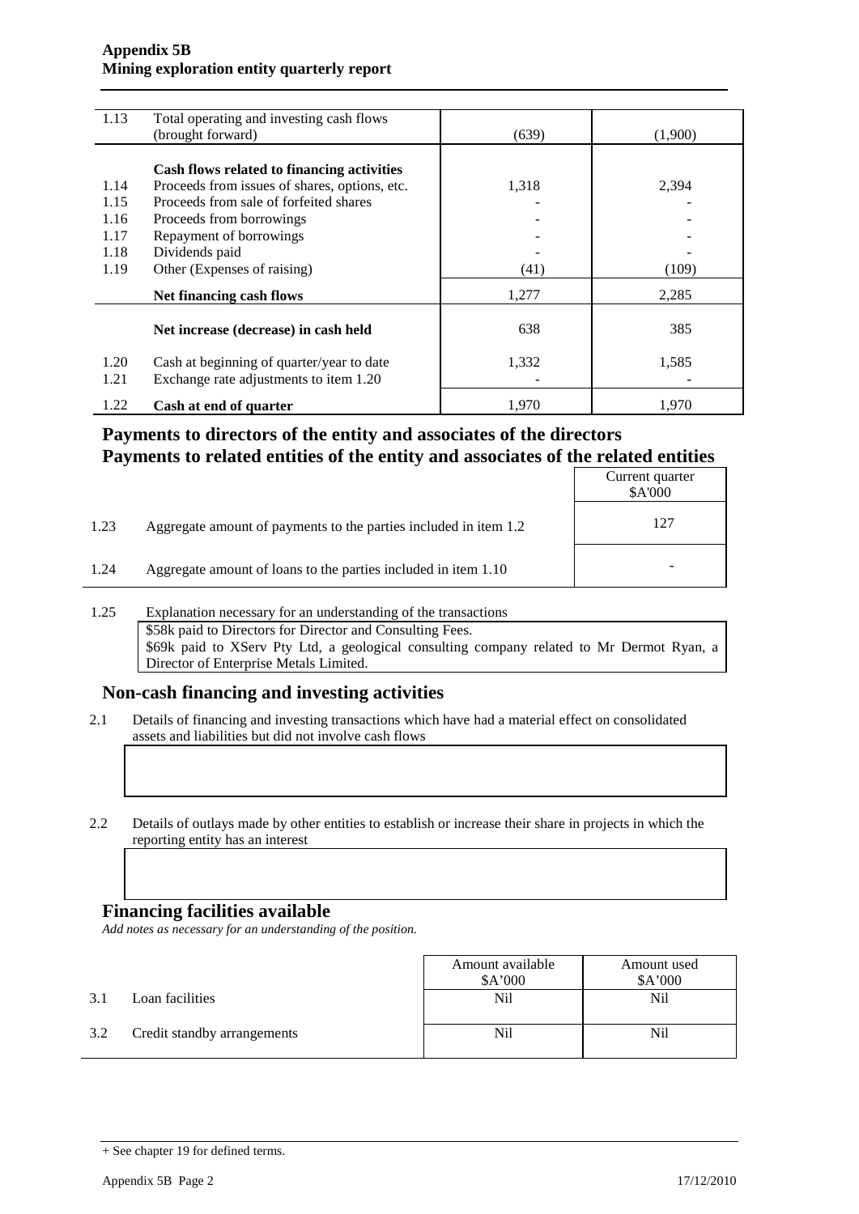| | | | |
|---|---|---|---|
| 1.13 | Total operating and investing cash flows (brought forward) | (639) | (1,900) |
| | **Cash flows related to financing activities** | | |
| 1.14 | Proceeds from issues of shares, options, etc. | 1,318 | 2,394 |
| 1.15 | Proceeds from sale of forfeited shares | - | - |
| 1.16 | Proceeds from borrowings | - | - |
| 1.17 | Repayment of borrowings | - | - |
| 1.18 | Dividends paid | - | - |
| 1.19 | Other (Expenses of raising) | (41) | (109) |
| | **Net financing cash flows** | 1,277 | 2,285 |
| | **Net increase (decrease) in cash held** | 638 | 385 |
| 1.20 | Cash at beginning of quarter/year to date | 1,332 | 1,585 |
| 1.21 | Exchange rate adjustments to item 1.20 | - | - |
| 1.22 | **Cash at end of quarter** | 1,970 | 1,970 |

## Payments to directors of the entity and associates of the directors
## Payments to related entities of the entity and associates of the related entities

| | | Current quarter $A'000 |
|---|---|---|
| 1.23 | Aggregate amount of payments to the parties included in item 1.2 | 127 |
| 1.24 | Aggregate amount of loans to the parties included in item 1.10 | - |

1.25 Explanation necessary for an understanding of the transactions

$58k paid to Directors for Director and Consulting Fees.
$69k paid to XServ Pty Ltd, a geological consulting company related to Mr Dermot Ryan, a Director of Enterprise Metals Limited.

## Non-cash financing and investing activities

2.1 Details of financing and investing transactions which have had a material effect on consolidated assets and liabilities but did not involve cash flows

2.2 Details of outlays made by other entities to establish or increase their share in projects in which the reporting entity has an interest

## Financing facilities available

*Add notes as necessary for an understanding of the position.*

| | | Amount available $A'000 | Amount used $A'000 |
|---|---|---|---|
| 3.1 | Loan facilities | Nil | Nil |
| 3.2 | Credit standby arrangements | Nil | Nil |

+ See chapter 19 for defined terms.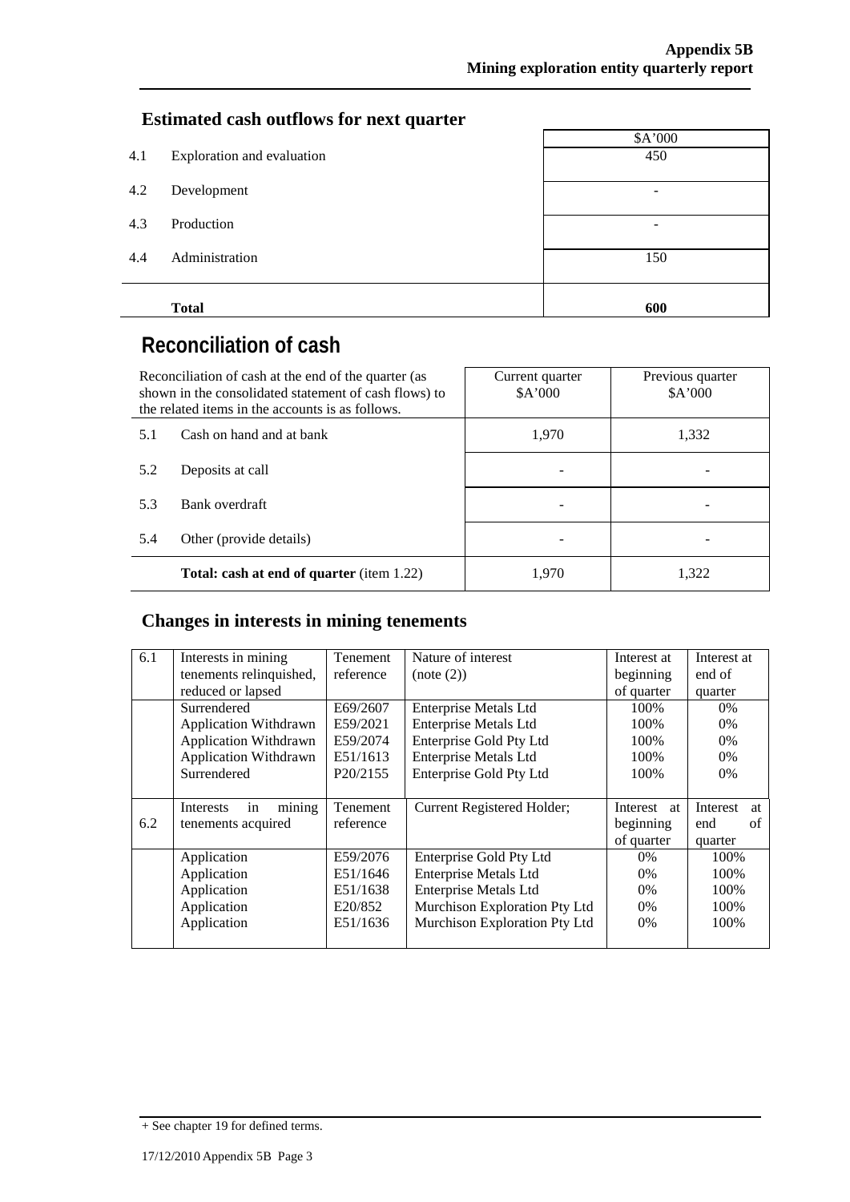## Estimated cash outflows for next quarter

| | | $A'000 |
|---|---|---|
| 4.1 | Exploration and evaluation | 450 |
| 4.2 | Development | - |
| 4.3 | Production | - |
| 4.4 | Administration | 150 |
| | **Total** | **600** |

## Reconciliation of cash

| Reconciliation of cash at the end of the quarter (as shown in the consolidated statement of cash flows) to the related items in the accounts is as follows. | | Current quarter $A'000 | Previous quarter $A'000 |
|---|---|---|---|
| 5.1 | Cash on hand and at bank | 1,970 | 1,332 |
| 5.2 | Deposits at call | - | - |
| 5.3 | Bank overdraft | - | - |
| 5.4 | Other (provide details) | - | - |
| | **Total: cash at end of quarter** (item 1.22) | 1,970 | 1,322 |

## Changes in interests in mining tenements

| | | Tenement reference | Nature of interest (note (2)) | Interest at beginning of quarter | Interest at end of quarter |
|---|---|---|---|---|---|
| 6.1 | Interests in mining tenements relinquished, reduced or lapsed | | | | |
| | Surrendered | E69/2607 | Enterprise Metals Ltd | 100% | 0% |
| | Application Withdrawn | E59/2021 | Enterprise Metals Ltd | 100% | 0% |
| | Application Withdrawn | E59/2074 | Enterprise Gold Pty Ltd | 100% | 0% |
| | Application Withdrawn | E51/1613 | Enterprise Metals Ltd | 100% | 0% |
| | Surrendered | P20/2155 | Enterprise Gold Pty Ltd | 100% | 0% |
| 6.2 | Interests in mining tenements acquired | Tenement reference | Current Registered Holder; | Interest at beginning of quarter | Interest at end of quarter |
| | Application | E59/2076 | Enterprise Gold Pty Ltd | 0% | 100% |
| | Application | E51/1646 | Enterprise Metals Ltd | 0% | 100% |
| | Application | E51/1638 | Enterprise Metals Ltd | 0% | 100% |
| | Application | E20/852 | Murchison Exploration Pty Ltd | 0% | 100% |
| | Application | E51/1636 | Murchison Exploration Pty Ltd | 0% | 100% |

+ See chapter 19 for defined terms.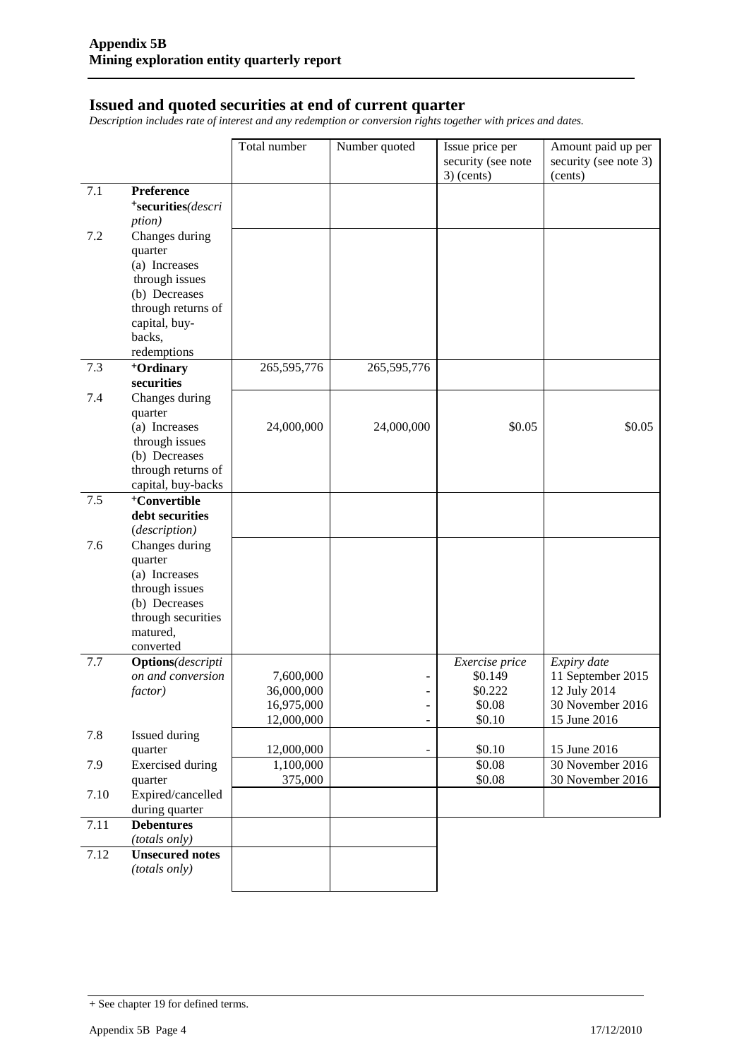# Issued and quoted securities at end of current quarter

*Description includes rate of interest and any redemption or conversion rights together with prices and dates.*

| | | Total number | Number quoted | Issue price per security (see note 3) (cents) | Amount paid up per security (see note 3) (cents) |
|---|---|---|---|---|---|
| 7.1 | **Preference** **+securities***(description)* | | | | |
| 7.2 | Changes during quarter (a) Increases through issues (b) Decreases through returns of capital, buy-backs, redemptions | | | | |
| 7.3 | **+Ordinary securities** | 265,595,776 | 265,595,776 | | |
| 7.4 | Changes during quarter (a) Increases through issues (b) Decreases through returns of capital, buy-backs | 24,000,000 | 24,000,000 | $0.05 | $0.05 |
| 7.5 | **+Convertible debt securities** *(description)* | | | | |
| 7.6 | Changes during quarter (a) Increases through issues (b) Decreases through securities matured, converted | | | | |
| 7.7 | **Options***(description and conversion factor)* | 7,600,000<br>36,000,000<br>16,975,000<br>12,000,000 | -<br>-<br>-<br>- | *Exercise price*<br>$0.149<br>$0.222<br>$0.08<br>$0.10 | *Expiry date*<br>11 September 2015<br>12 July 2014<br>30 November 2016<br>15 June 2016 |
| 7.8 | Issued during quarter | 12,000,000 | - | $0.10 | 15 June 2016 |
| 7.9 | Exercised during quarter | 1,100,000<br>375,000 | | $0.08<br>$0.08 | 30 November 2016<br>30 November 2016 |
| 7.10 | Expired/cancelled during quarter | | | | |
| 7.11 | **Debentures** *(totals only)* | | | | |
| 7.12 | **Unsecured notes** *(totals only)* | | | | |

+ See chapter 19 for defined terms.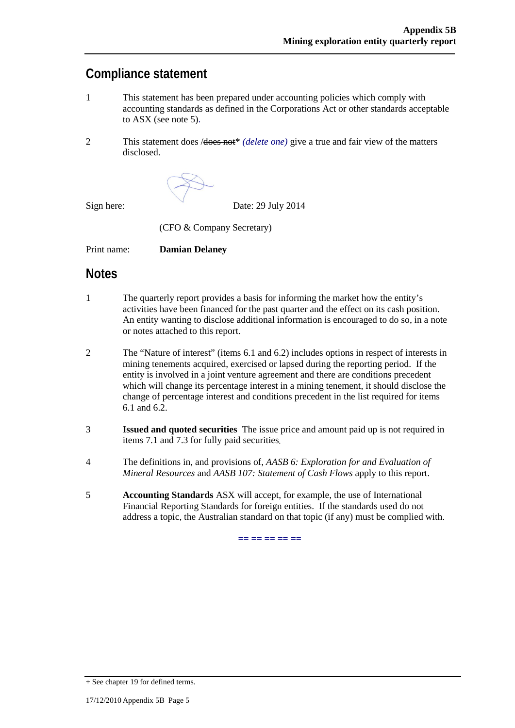## Compliance statement

1 This statement has been prepared under accounting policies which comply with accounting standards as defined in the Corporations Act or other standards acceptable to ASX (see note 5).

2 This statement does /~~does not~~* *(delete one)* give a true and fair view of the matters disclosed.

Sign here: Date: 29 July 2014

(CFO & Company Secretary)

Print name: **Damian Delaney**

## Notes

1 The quarterly report provides a basis for informing the market how the entity's activities have been financed for the past quarter and the effect on its cash position. An entity wanting to disclose additional information is encouraged to do so, in a note or notes attached to this report.

2 The "Nature of interest" (items 6.1 and 6.2) includes options in respect of interests in mining tenements acquired, exercised or lapsed during the reporting period. If the entity is involved in a joint venture agreement and there are conditions precedent which will change its percentage interest in a mining tenement, it should disclose the change of percentage interest and conditions precedent in the list required for items 6.1 and 6.2.

3 **Issued and quoted securities** The issue price and amount paid up is not required in items 7.1 and 7.3 for fully paid securities.

4 The definitions in, and provisions of, *AASB 6: Exploration for and Evaluation of Mineral Resources* and *AASB 107: Statement of Cash Flows* apply to this report.

5 **Accounting Standards** ASX will accept, for example, the use of International Financial Reporting Standards for foreign entities. If the standards used do not address a topic, the Australian standard on that topic (if any) must be complied with.

== == == == ==

+ See chapter 19 for defined terms.